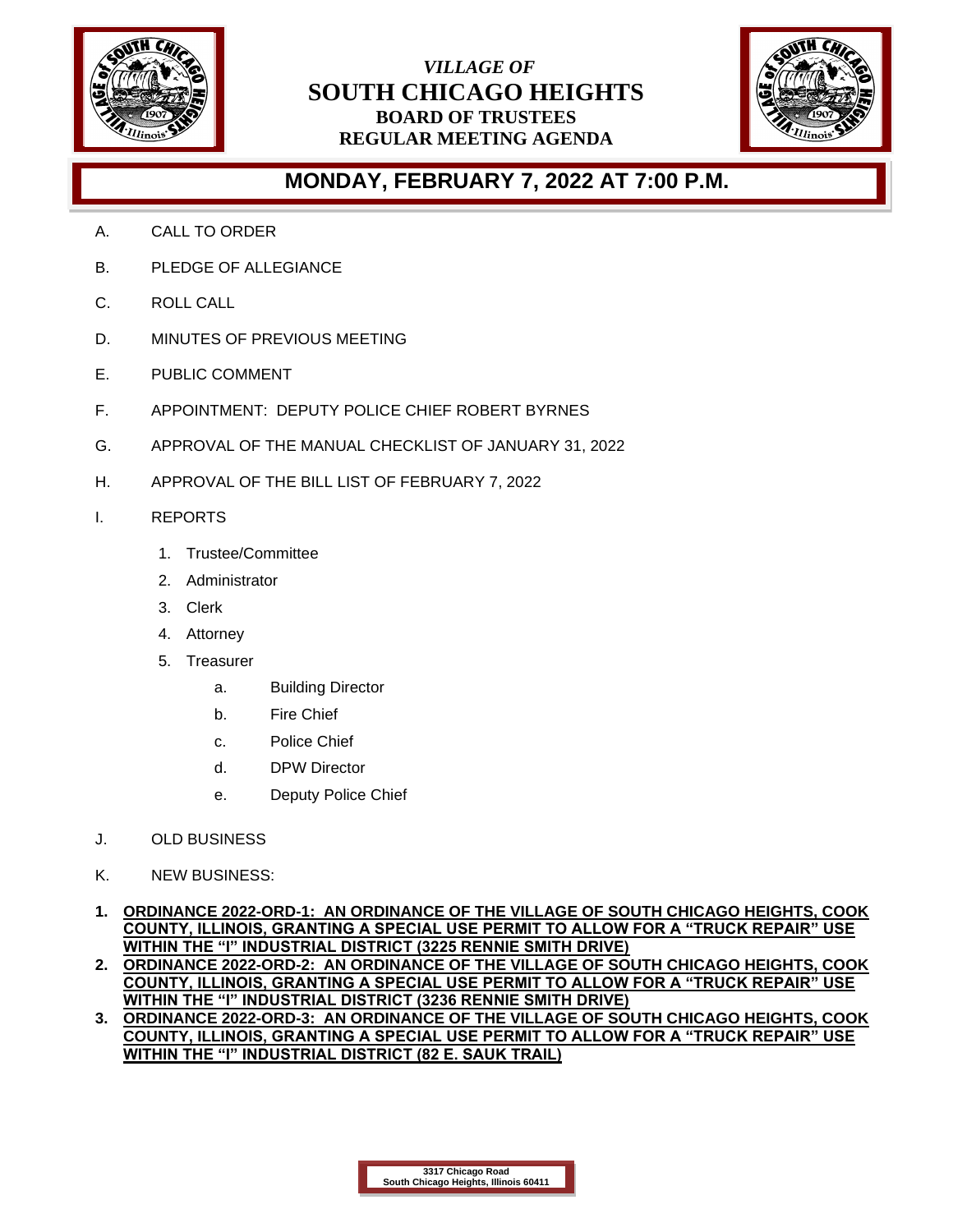*VILLAGE OF*

# SOUTH CHICAGO HEIGHTS

## BOARD OF TRUSTEES
## REGULAR MEETING AGENDA

## MONDAY, FEBRUARY 7, 2022 AT 7:00 P.M.

A. CALL TO ORDER

B. PLEDGE OF ALLEGIANCE

C. ROLL CALL

D. MINUTES OF PREVIOUS MEETING

E. PUBLIC COMMENT

F. APPOINTMENT: DEPUTY POLICE CHIEF ROBERT BYRNES

G. APPROVAL OF THE MANUAL CHECKLIST OF JANUARY 31, 2022

H. APPROVAL OF THE BILL LIST OF FEBRUARY 7, 2022

I. REPORTS

1. Trustee/Committee
2. Administrator
3. Clerk
4. Attorney
5. Treasurer
    a. Building Director
    b. Fire Chief
    c. Police Chief
    d. DPW Director
    e. Deputy Police Chief

J. OLD BUSINESS

K. NEW BUSINESS:

1. **ORDINANCE 2022-ORD-1: AN ORDINANCE OF THE VILLAGE OF SOUTH CHICAGO HEIGHTS, COOK COUNTY, ILLINOIS, GRANTING A SPECIAL USE PERMIT TO ALLOW FOR A "TRUCK REPAIR" USE WITHIN THE "I" INDUSTRIAL DISTRICT (3225 RENNIE SMITH DRIVE)**
2. **ORDINANCE 2022-ORD-2: AN ORDINANCE OF THE VILLAGE OF SOUTH CHICAGO HEIGHTS, COOK COUNTY, ILLINOIS, GRANTING A SPECIAL USE PERMIT TO ALLOW FOR A "TRUCK REPAIR" USE WITHIN THE "I" INDUSTRIAL DISTRICT (3236 RENNIE SMITH DRIVE)**
3. **ORDINANCE 2022-ORD-3: AN ORDINANCE OF THE VILLAGE OF SOUTH CHICAGO HEIGHTS, COOK COUNTY, ILLINOIS, GRANTING A SPECIAL USE PERMIT TO ALLOW FOR A "TRUCK REPAIR" USE WITHIN THE "I" INDUSTRIAL DISTRICT (82 E. SAUK TRAIL)**

**3317 Chicago Road**
**South Chicago Heights, Illinois 60411**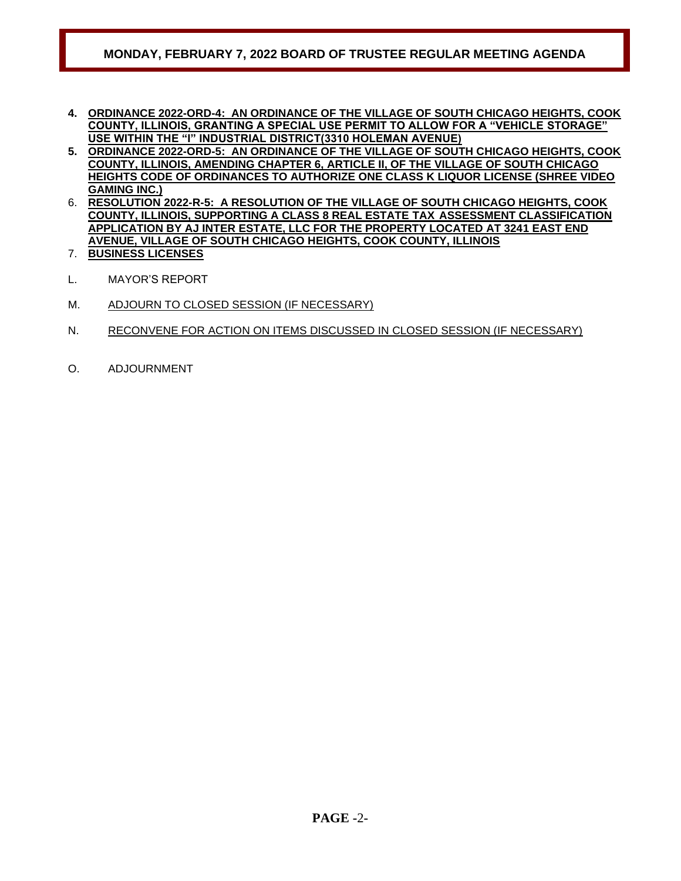**MONDAY, FEBRUARY 7, 2022 BOARD OF TRUSTEE REGULAR MEETING AGENDA**

4. **ORDINANCE 2022-ORD-4: AN ORDINANCE OF THE VILLAGE OF SOUTH CHICAGO HEIGHTS, COOK COUNTY, ILLINOIS, GRANTING A SPECIAL USE PERMIT TO ALLOW FOR A "VEHICLE STORAGE" USE WITHIN THE "I" INDUSTRIAL DISTRICT(3310 HOLEMAN AVENUE)**
5. **ORDINANCE 2022-ORD-5: AN ORDINANCE OF THE VILLAGE OF SOUTH CHICAGO HEIGHTS, COOK COUNTY, ILLINOIS, AMENDING CHAPTER 6, ARTICLE II, OF THE VILLAGE OF SOUTH CHICAGO HEIGHTS CODE OF ORDINANCES TO AUTHORIZE ONE CLASS K LIQUOR LICENSE (SHREE VIDEO GAMING INC.)**
6. **RESOLUTION 2022-R-5: A RESOLUTION OF THE VILLAGE OF SOUTH CHICAGO HEIGHTS, COOK COUNTY, ILLINOIS, SUPPORTING A CLASS 8 REAL ESTATE TAX ASSESSMENT CLASSIFICATION APPLICATION BY AJ INTER ESTATE, LLC FOR THE PROPERTY LOCATED AT 3241 EAST END AVENUE, VILLAGE OF SOUTH CHICAGO HEIGHTS, COOK COUNTY, ILLINOIS**
7. **BUSINESS LICENSES**

L. MAYOR'S REPORT

M. ADJOURN TO CLOSED SESSION (IF NECESSARY)

N. RECONVENE FOR ACTION ON ITEMS DISCUSSED IN CLOSED SESSION (IF NECESSARY)

O. ADJOURNMENT